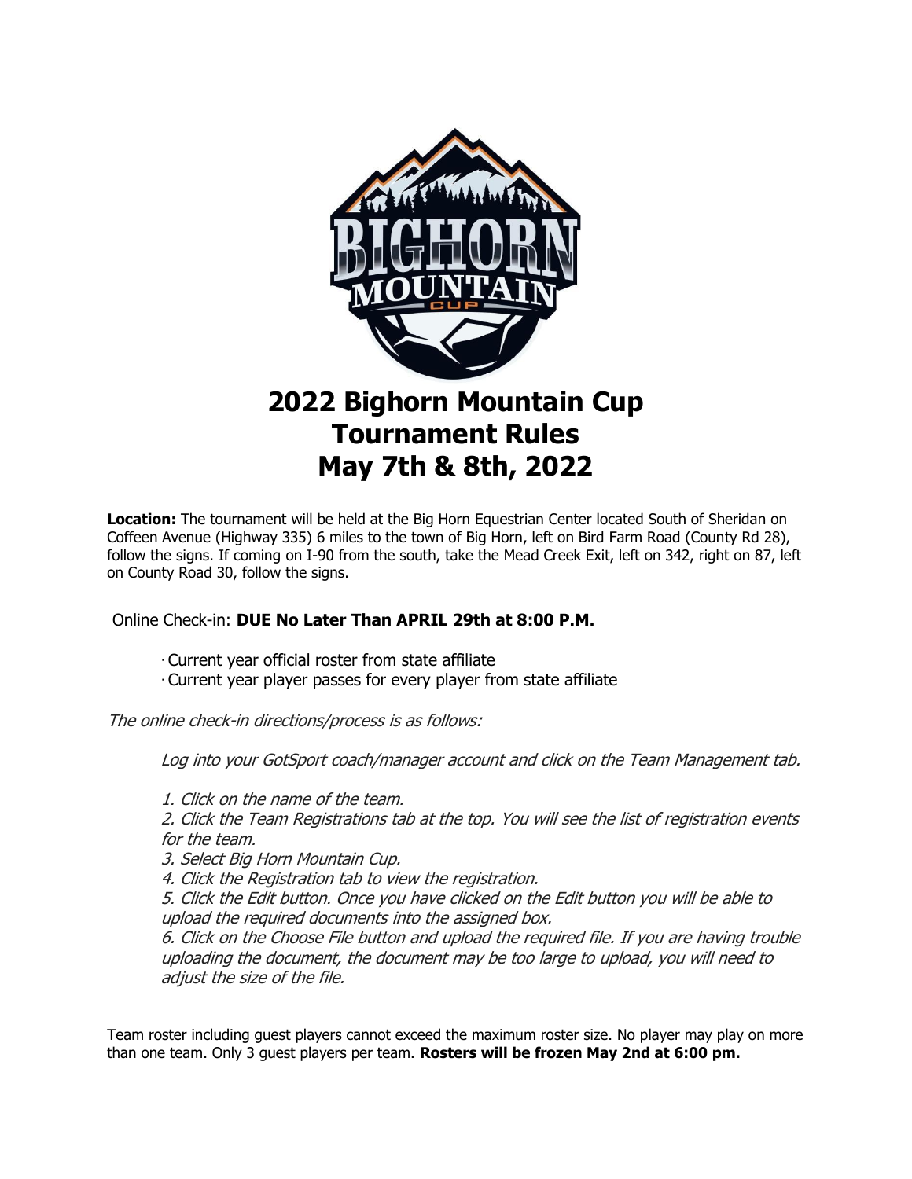# 2022 Bighorn Mountain Cup Tournament Rules May 7th & 8th, 2022

**Location:** The tournament will be held at the Big Horn Equestrian Center located South of Sheridan on Coffeen Avenue (Highway 335) 6 miles to the town of Big Horn, left on Bird Farm Road (County Rd 28), follow the signs. If coming on I-90 from the south, take the Mead Creek Exit, left on 342, right on 87, left on County Road 30, follow the signs.

Online Check-in: **DUE No Later Than APRIL 29th at 8:00 P.M.**

- Current year official roster from state affiliate
- Current year player passes for every player from state affiliate

*The online check-in directions/process is as follows:*

*Log into your GotSport coach/manager account and click on the Team Management tab.*

*1. Click on the name of the team.*
*2. Click the Team Registrations tab at the top. You will see the list of registration events for the team.*
*3. Select Big Horn Mountain Cup.*
*4. Click the Registration tab to view the registration.*
*5. Click the Edit button. Once you have clicked on the Edit button you will be able to upload the required documents into the assigned box.*
*6. Click on the Choose File button and upload the required file. If you are having trouble uploading the document, the document may be too large to upload, you will need to adjust the size of the file.*

Team roster including guest players cannot exceed the maximum roster size. No player may play on more than one team. Only 3 guest players per team. **Rosters will be frozen May 2nd at 6:00 pm.**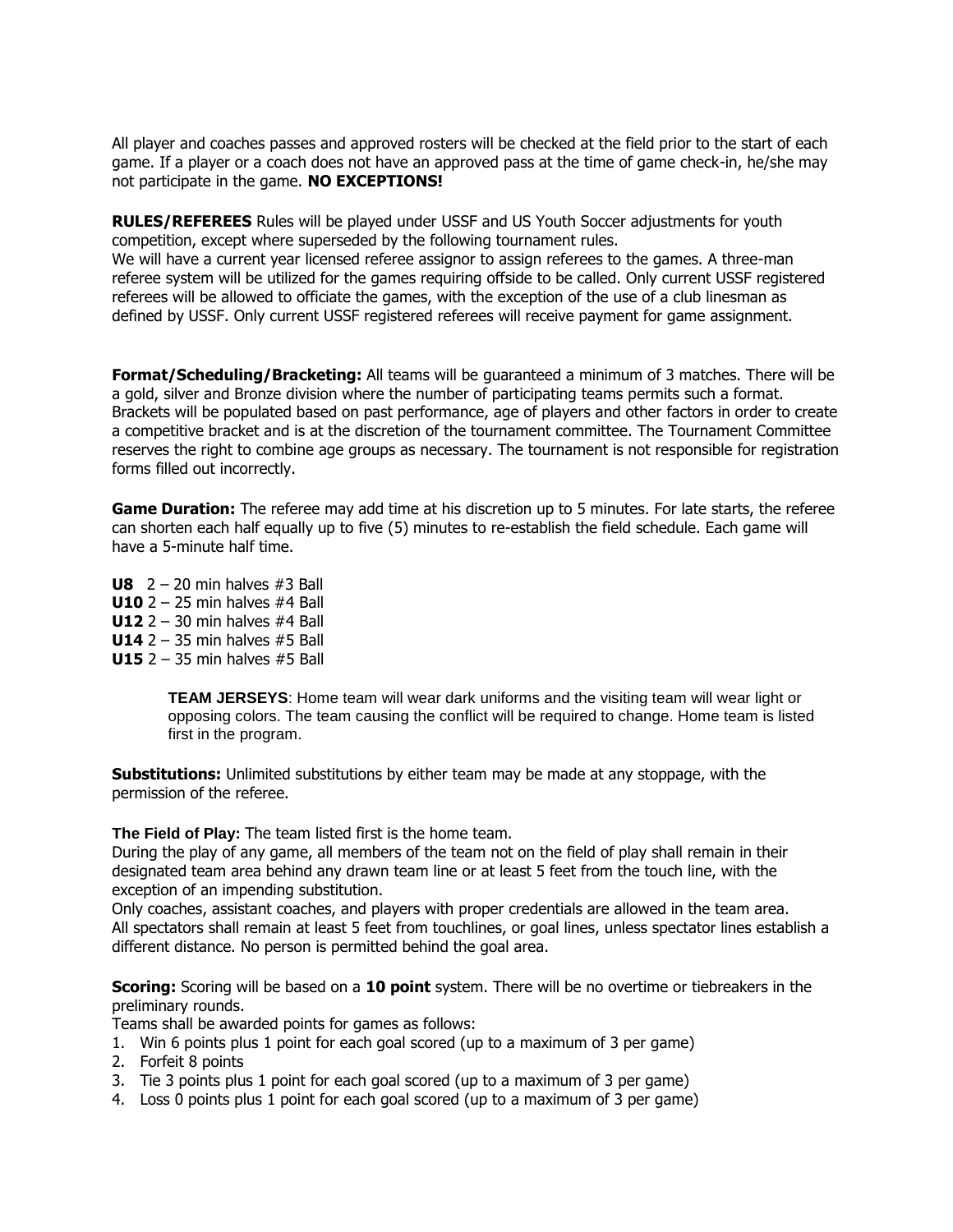All player and coaches passes and approved rosters will be checked at the field prior to the start of each game. If a player or a coach does not have an approved pass at the time of game check-in, he/she may not participate in the game. **NO EXCEPTIONS!**

**RULES/REFEREES** Rules will be played under USSF and US Youth Soccer adjustments for youth competition, except where superseded by the following tournament rules.
We will have a current year licensed referee assignor to assign referees to the games. A three-man referee system will be utilized for the games requiring offside to be called. Only current USSF registered referees will be allowed to officiate the games, with the exception of the use of a club linesman as defined by USSF. Only current USSF registered referees will receive payment for game assignment.

**Format/Scheduling/Bracketing:** All teams will be guaranteed a minimum of 3 matches. There will be a gold, silver and Bronze division where the number of participating teams permits such a format. Brackets will be populated based on past performance, age of players and other factors in order to create a competitive bracket and is at the discretion of the tournament committee. The Tournament Committee reserves the right to combine age groups as necessary. The tournament is not responsible for registration forms filled out incorrectly.

**Game Duration:** The referee may add time at his discretion up to 5 minutes. For late starts, the referee can shorten each half equally up to five (5) minutes to re-establish the field schedule. Each game will have a 5-minute half time.

**U8** 2 – 20 min halves #3 Ball
**U10** 2 – 25 min halves #4 Ball
**U12** 2 – 30 min halves #4 Ball
**U14** 2 – 35 min halves #5 Ball
**U15** 2 – 35 min halves #5 Ball

**TEAM JERSEYS**: Home team will wear dark uniforms and the visiting team will wear light or opposing colors. The team causing the conflict will be required to change. Home team is listed first in the program.

**Substitutions:** Unlimited substitutions by either team may be made at any stoppage, with the permission of the referee.

**The Field of Play:** The team listed first is the home team.
During the play of any game, all members of the team not on the field of play shall remain in their designated team area behind any drawn team line or at least 5 feet from the touch line, with the exception of an impending substitution.
Only coaches, assistant coaches, and players with proper credentials are allowed in the team area.
All spectators shall remain at least 5 feet from touchlines, or goal lines, unless spectator lines establish a different distance. No person is permitted behind the goal area.

**Scoring:** Scoring will be based on a **10 point** system. There will be no overtime or tiebreakers in the preliminary rounds.
Teams shall be awarded points for games as follows:

1. Win 6 points plus 1 point for each goal scored (up to a maximum of 3 per game)
2. Forfeit 8 points
3. Tie 3 points plus 1 point for each goal scored (up to a maximum of 3 per game)
4. Loss 0 points plus 1 point for each goal scored (up to a maximum of 3 per game)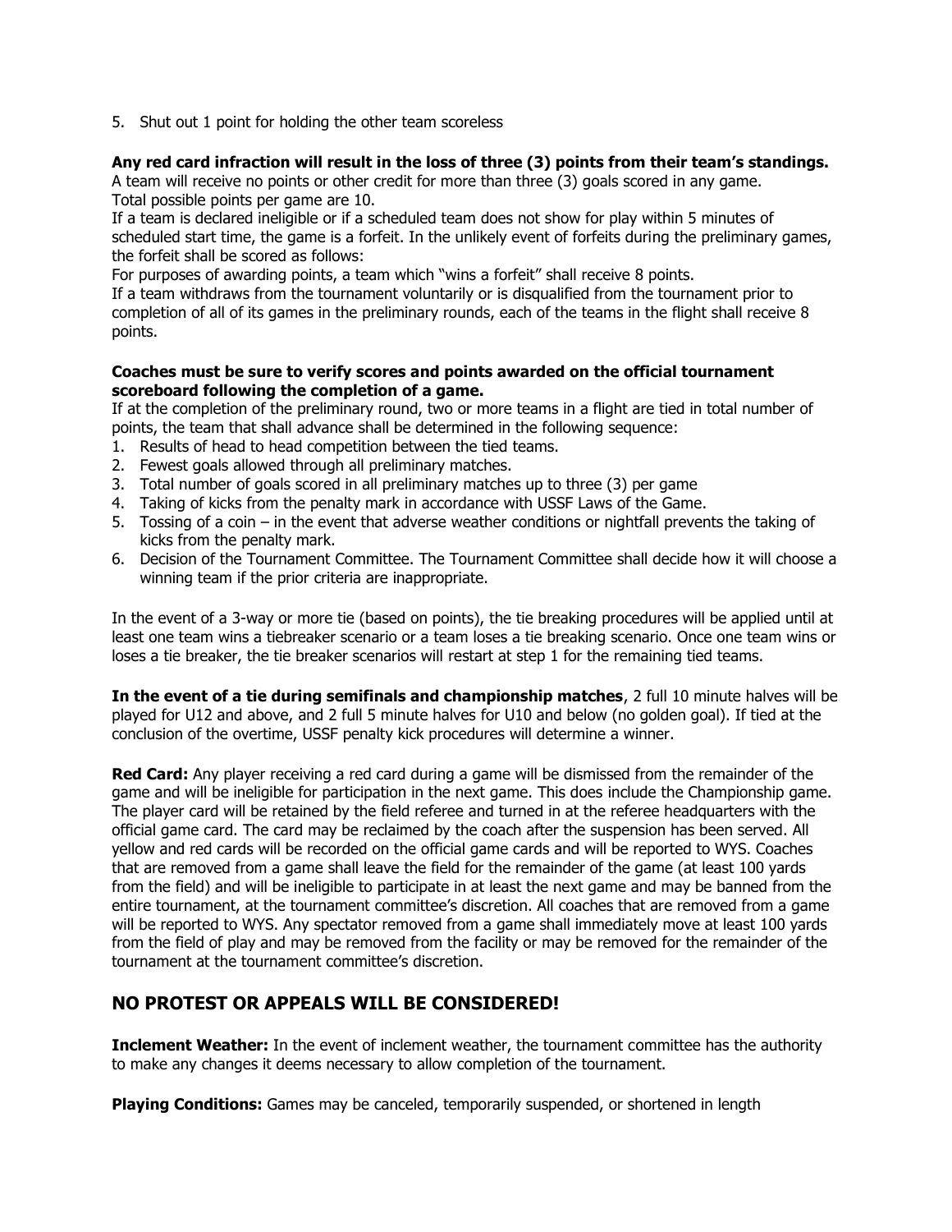5. Shut out 1 point for holding the other team scoreless

**Any red card infraction will result in the loss of three (3) points from their team's standings.**
A team will receive no points or other credit for more than three (3) goals scored in any game.
Total possible points per game are 10.
If a team is declared ineligible or if a scheduled team does not show for play within 5 minutes of scheduled start time, the game is a forfeit. In the unlikely event of forfeits during the preliminary games, the forfeit shall be scored as follows:
For purposes of awarding points, a team which "wins a forfeit" shall receive 8 points.
If a team withdraws from the tournament voluntarily or is disqualified from the tournament prior to completion of all of its games in the preliminary rounds, each of the teams in the flight shall receive 8 points.

**Coaches must be sure to verify scores and points awarded on the official tournament scoreboard following the completion of a game.**
If at the completion of the preliminary round, two or more teams in a flight are tied in total number of points, the team that shall advance shall be determined in the following sequence:

1. Results of head to head competition between the tied teams.
2. Fewest goals allowed through all preliminary matches.
3. Total number of goals scored in all preliminary matches up to three (3) per game
4. Taking of kicks from the penalty mark in accordance with USSF Laws of the Game.
5. Tossing of a coin – in the event that adverse weather conditions or nightfall prevents the taking of kicks from the penalty mark.
6. Decision of the Tournament Committee. The Tournament Committee shall decide how it will choose a winning team if the prior criteria are inappropriate.

In the event of a 3-way or more tie (based on points), the tie breaking procedures will be applied until at least one team wins a tiebreaker scenario or a team loses a tie breaking scenario. Once one team wins or loses a tie breaker, the tie breaker scenarios will restart at step 1 for the remaining tied teams.

**In the event of a tie during semifinals and championship matches**, 2 full 10 minute halves will be played for U12 and above, and 2 full 5 minute halves for U10 and below (no golden goal). If tied at the conclusion of the overtime, USSF penalty kick procedures will determine a winner.

**Red Card:** Any player receiving a red card during a game will be dismissed from the remainder of the game and will be ineligible for participation in the next game. This does include the Championship game. The player card will be retained by the field referee and turned in at the referee headquarters with the official game card. The card may be reclaimed by the coach after the suspension has been served. All yellow and red cards will be recorded on the official game cards and will be reported to WYS. Coaches that are removed from a game shall leave the field for the remainder of the game (at least 100 yards from the field) and will be ineligible to participate in at least the next game and may be banned from the entire tournament, at the tournament committee's discretion. All coaches that are removed from a game will be reported to WYS. Any spectator removed from a game shall immediately move at least 100 yards from the field of play and may be removed from the facility or may be removed for the remainder of the tournament at the tournament committee's discretion.

## NO PROTEST OR APPEALS WILL BE CONSIDERED!

**Inclement Weather:** In the event of inclement weather, the tournament committee has the authority to make any changes it deems necessary to allow completion of the tournament.

**Playing Conditions:** Games may be canceled, temporarily suspended, or shortened in length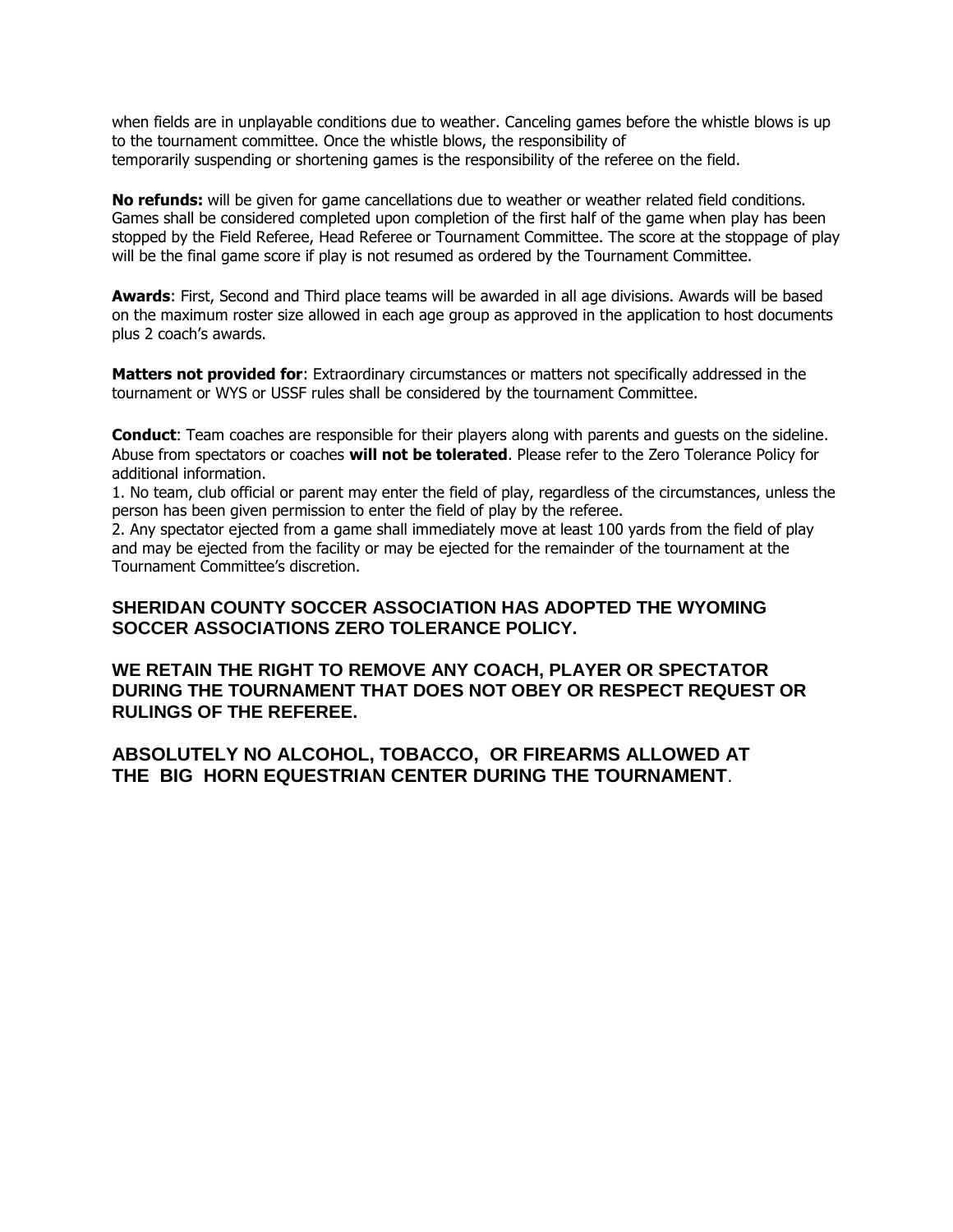when fields are in unplayable conditions due to weather. Canceling games before the whistle blows is up to the tournament committee. Once the whistle blows, the responsibility of temporarily suspending or shortening games is the responsibility of the referee on the field.

**No refunds:** will be given for game cancellations due to weather or weather related field conditions. Games shall be considered completed upon completion of the first half of the game when play has been stopped by the Field Referee, Head Referee or Tournament Committee. The score at the stoppage of play will be the final game score if play is not resumed as ordered by the Tournament Committee.

**Awards**: First, Second and Third place teams will be awarded in all age divisions. Awards will be based on the maximum roster size allowed in each age group as approved in the application to host documents plus 2 coach's awards.

**Matters not provided for**: Extraordinary circumstances or matters not specifically addressed in the tournament or WYS or USSF rules shall be considered by the tournament Committee.

**Conduct**: Team coaches are responsible for their players along with parents and guests on the sideline. Abuse from spectators or coaches **will not be tolerated**. Please refer to the Zero Tolerance Policy for additional information.

1. No team, club official or parent may enter the field of play, regardless of the circumstances, unless the person has been given permission to enter the field of play by the referee.
2. Any spectator ejected from a game shall immediately move at least 100 yards from the field of play and may be ejected from the facility or may be ejected for the remainder of the tournament at the Tournament Committee's discretion.

**SHERIDAN COUNTY SOCCER ASSOCIATION HAS ADOPTED THE WYOMING SOCCER ASSOCIATIONS ZERO TOLERANCE POLICY.**

**WE RETAIN THE RIGHT TO REMOVE ANY COACH, PLAYER OR SPECTATOR DURING THE TOURNAMENT THAT DOES NOT OBEY OR RESPECT REQUEST OR RULINGS OF THE REFEREE.**

**ABSOLUTELY NO ALCOHOL, TOBACCO, OR FIREARMS ALLOWED AT THE BIG HORN EQUESTRIAN CENTER DURING THE TOURNAMENT**.